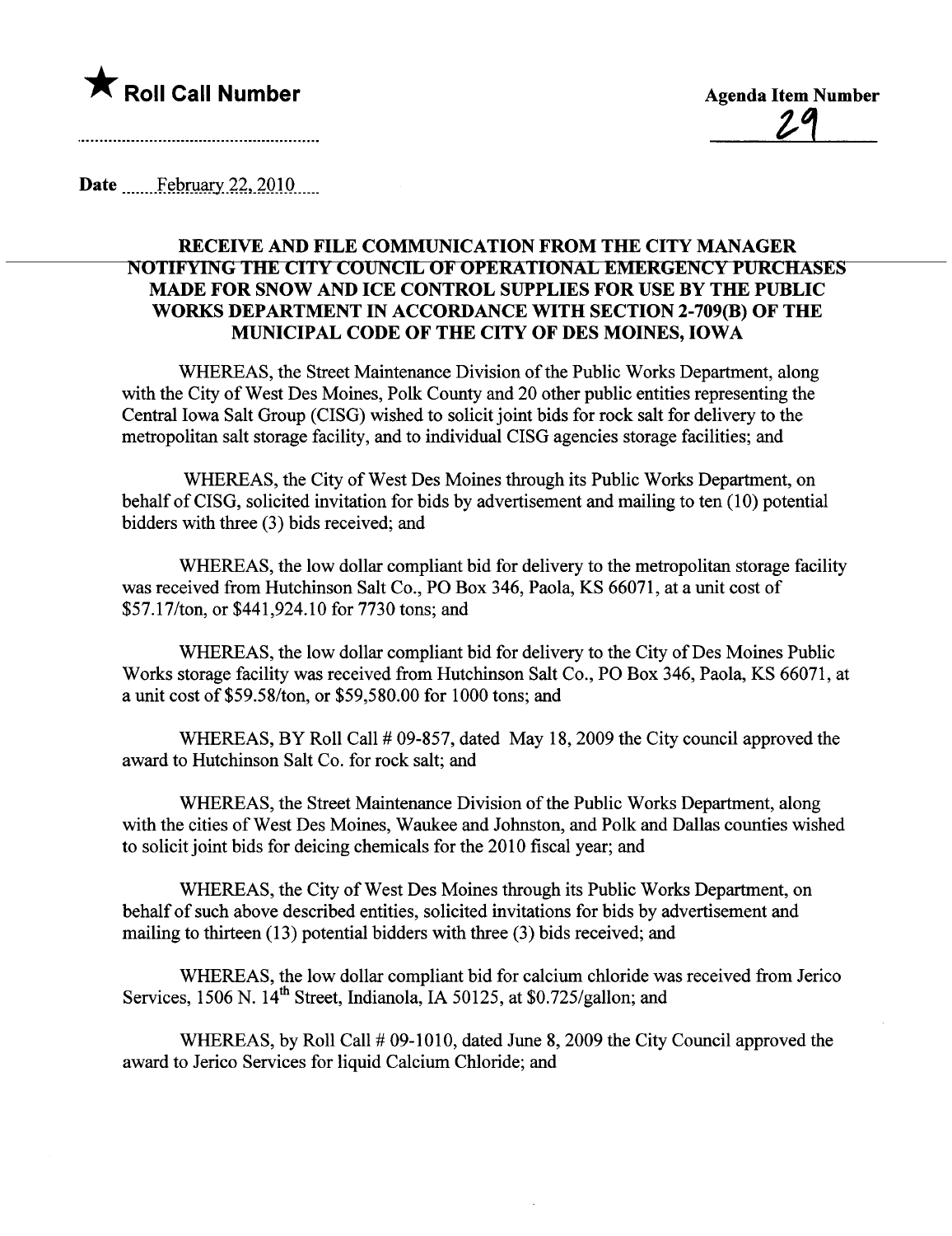★ **Roll Call Number**

**Agenda Item Number**

29

**Date** February 22, 2010

**RECEIVE AND FILE COMMUNICATION FROM THE CITY MANAGER NOTIFYING THE CITY COUNCIL OF OPERATIONAL EMERGENCY PURCHASES MADE FOR SNOW AND ICE CONTROL SUPPLIES FOR USE BY THE PUBLIC WORKS DEPARTMENT IN ACCORDANCE WITH SECTION 2-709(B) OF THE MUNICIPAL CODE OF THE CITY OF DES MOINES, IOWA**

WHEREAS, the Street Maintenance Division of the Public Works Department, along with the City of West Des Moines, Polk County and 20 other public entities representing the Central Iowa Salt Group (CISG) wished to solicit joint bids for rock salt for delivery to the metropolitan salt storage facility, and to individual CISG agencies storage facilities; and

WHEREAS, the City of West Des Moines through its Public Works Department, on behalf of CISG, solicited invitation for bids by advertisement and mailing to ten (10) potential bidders with three (3) bids received; and

WHEREAS, the low dollar compliant bid for delivery to the metropolitan storage facility was received from Hutchinson Salt Co., PO Box 346, Paola, KS 66071, at a unit cost of $57.17/ton, or $441,924.10 for 7730 tons; and

WHEREAS, the low dollar compliant bid for delivery to the City of Des Moines Public Works storage facility was received from Hutchinson Salt Co., PO Box 346, Paola, KS 66071, at a unit cost of $59.58/ton, or $59,580.00 for 1000 tons; and

WHEREAS, BY Roll Call # 09-857, dated May 18, 2009 the City council approved the award to Hutchinson Salt Co. for rock salt; and

WHEREAS, the Street Maintenance Division of the Public Works Department, along with the cities of West Des Moines, Waukee and Johnston, and Polk and Dallas counties wished to solicit joint bids for deicing chemicals for the 2010 fiscal year; and

WHEREAS, the City of West Des Moines through its Public Works Department, on behalf of such above described entities, solicited invitations for bids by advertisement and mailing to thirteen (13) potential bidders with three (3) bids received; and

WHEREAS, the low dollar compliant bid for calcium chloride was received from Jerico Services, 1506 N. 14th Street, Indianola, IA 50125, at $0.725/gallon; and

WHEREAS, by Roll Call # 09-1010, dated June 8, 2009 the City Council approved the award to Jerico Services for liquid Calcium Chloride; and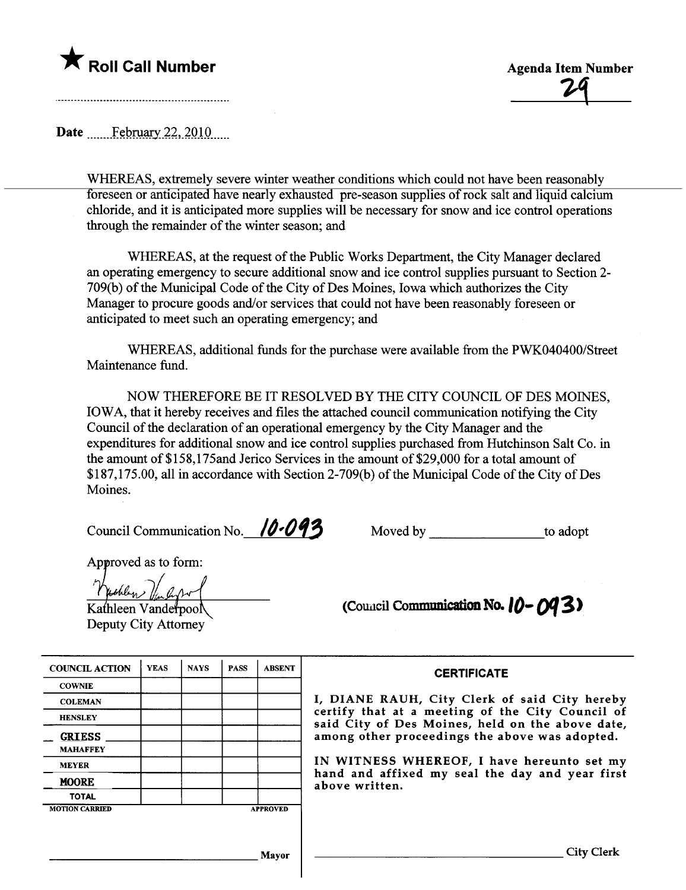★ **Roll Call Number**

..........................................................

**Agenda Item Number**

29

**Date** February 22, 2010

WHEREAS, extremely severe winter weather conditions which could not have been reasonably foreseen or anticipated have nearly exhausted pre-season supplies of rock salt and liquid calcium chloride, and it is anticipated more supplies will be necessary for snow and ice control operations through the remainder of the winter season; and

WHEREAS, at the request of the Public Works Department, the City Manager declared an operating emergency to secure additional snow and ice control supplies pursuant to Section 2-709(b) of the Municipal Code of the City of Des Moines, Iowa which authorizes the City Manager to procure goods and/or services that could not have been reasonably foreseen or anticipated to meet such an operating emergency; and

WHEREAS, additional funds for the purchase were available from the PWK040400/Street Maintenance fund.

NOW THEREFORE BE IT RESOLVED BY THE CITY COUNCIL OF DES MOINES, IOWA, that it hereby receives and files the attached council communication notifying the City Council of the declaration of an operational emergency by the City Manager and the expenditures for additional snow and ice control supplies purchased from Hutchinson Salt Co. in the amount of $158,175and Jerico Services in the amount of $29,000 for a total amount of $187,175.00, all in accordance with Section 2-709(b) of the Municipal Code of the City of Des Moines.

Council Communication No. 10-093

Moved by ________________ to adopt

Approved as to form:

Kathleen Vanderpool
Deputy City Attorney

(Council Communication No. 10-093)

| COUNCIL ACTION | YEAS | NAYS | PASS | ABSENT |
|---|---|---|---|---|
| COWNIE | | | | |
| COLEMAN | | | | |
| HENSLEY | | | | |
| GRIESS | | | | |
| MAHAFFEY | | | | |
| MEYER | | | | |
| MOORE | | | | |
| TOTAL | | | | |

MOTION CARRIED APPROVED

________________________________ Mayor

**CERTIFICATE**

I, DIANE RAUH, City Clerk of said City hereby certify that at a meeting of the City Council of said City of Des Moines, held on the above date, among other proceedings the above was adopted.

IN WITNESS WHEREOF, I have hereunto set my hand and affixed my seal the day and year first above written.

________________________________ City Clerk